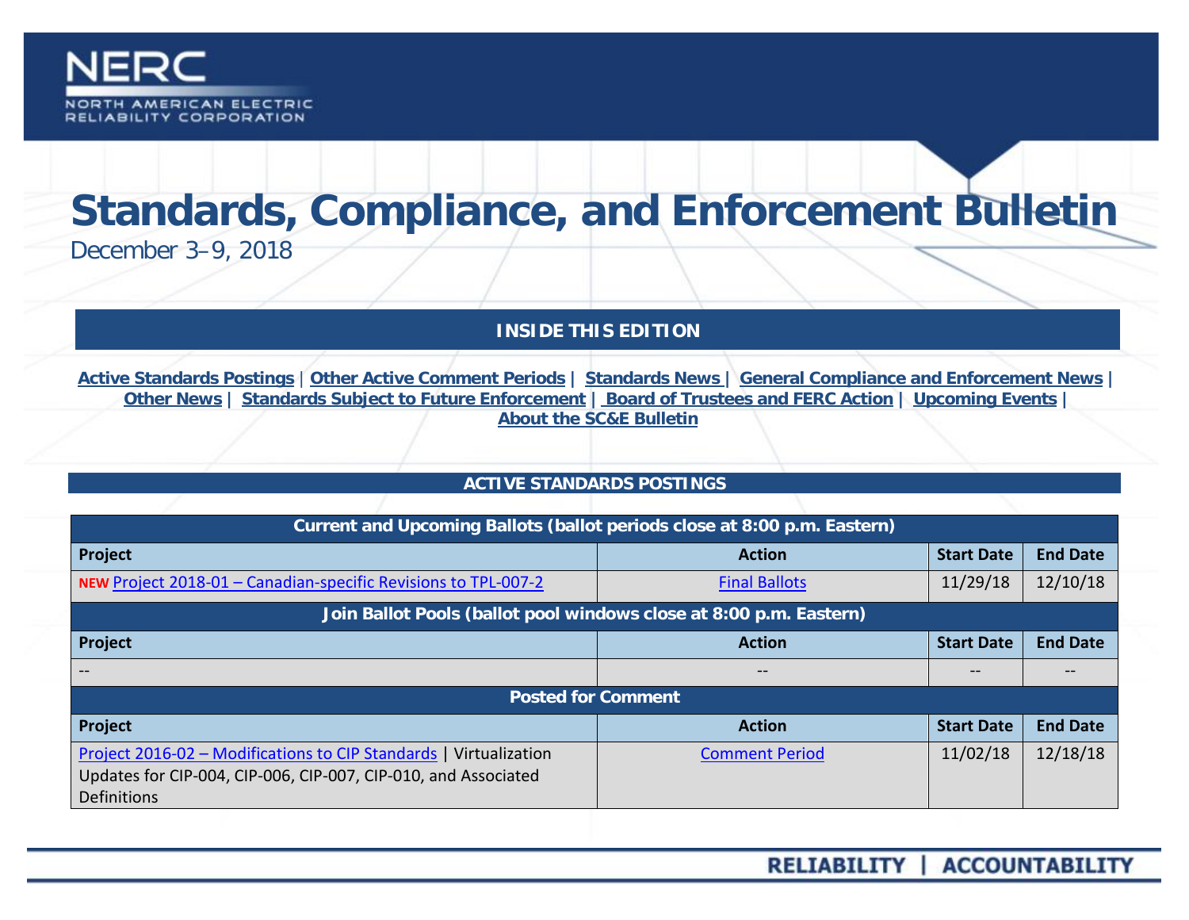NERC

NORTH AMERICAN ELECTRIC RELIABILITY CORPORATION

# Standards, Compliance, and Enforcement Bulletin

December 3–9, 2018

## INSIDE THIS EDITION

Active Standards Postings | Other Active Comment Periods | Standards News | General Compliance and Enforcement News | Other News | Standards Subject to Future Enforcement | Board of Trustees and FERC Action | Upcoming Events | About the SC&E Bulletin

## ACTIVE STANDARDS POSTINGS

| Current and Upcoming Ballots (ballot periods close at 8:00 p.m. Eastern) | | | |
|---|---|---|---|
| **Project** | **Action** | **Start Date** | **End Date** |
| **NEW** Project 2018-01 – Canadian-specific Revisions to TPL-007-2 | Final Ballots | 11/29/18 | 12/10/18 |
| **Join Ballot Pools (ballot pool windows close at 8:00 p.m. Eastern)** | | | |
| **Project** | **Action** | **Start Date** | **End Date** |
| -- | -- | -- | -- |
| **Posted for Comment** | | | |
| **Project** | **Action** | **Start Date** | **End Date** |
| Project 2016-02 – Modifications to CIP Standards \| Virtualization Updates for CIP-004, CIP-006, CIP-007, CIP-010, and Associated Definitions | Comment Period | 11/02/18 | 12/18/18 |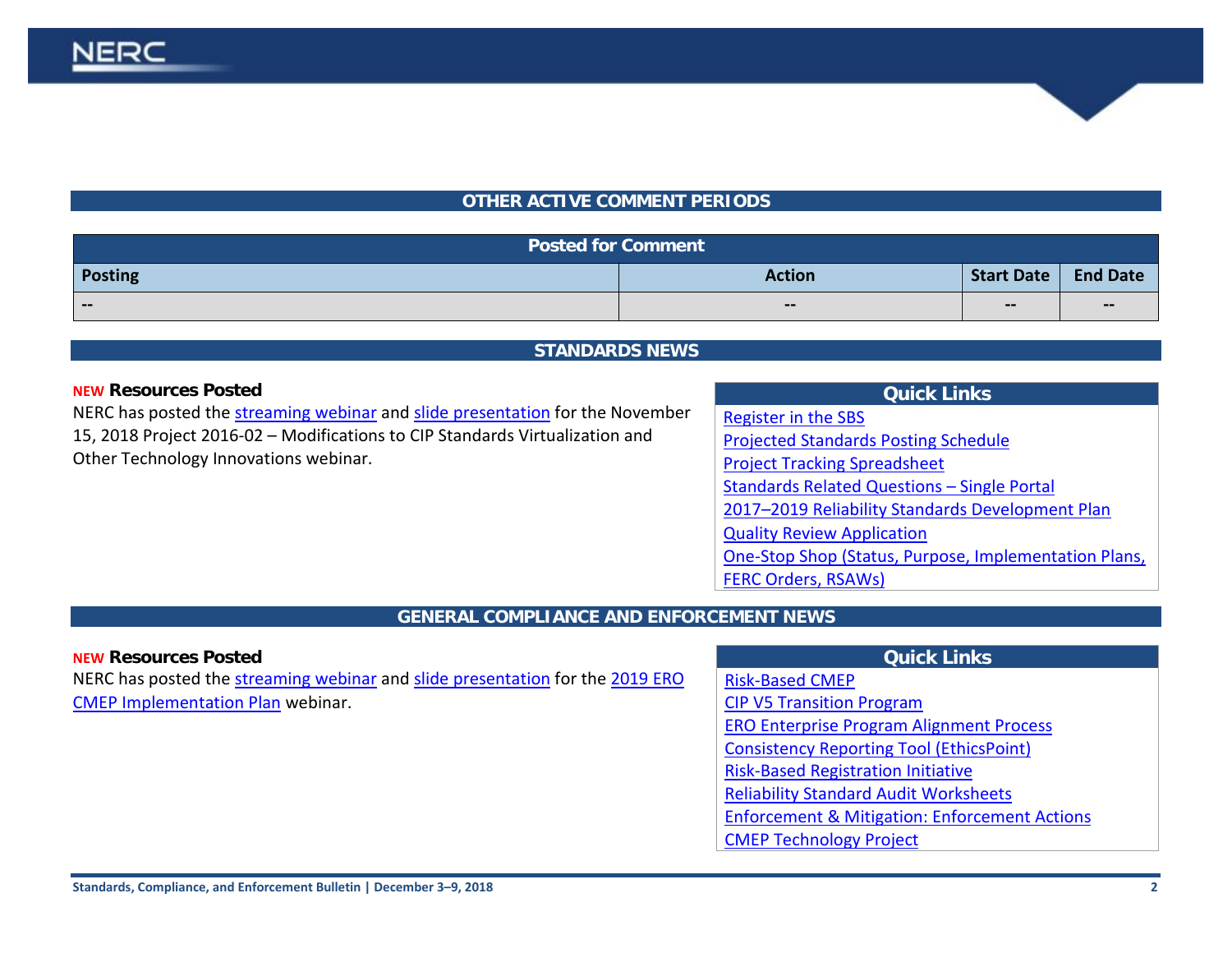## OTHER ACTIVE COMMENT PERIODS

| Posted for Comment | | | |
|---|---|---|---|
| **Posting** | **Action** | **Start Date** | **End Date** |
| -- | -- | -- | -- |

## STANDARDS NEWS

**NEW Resources Posted**

NERC has posted the streaming webinar and slide presentation for the November 15, 2018 Project 2016-02 – Modifications to CIP Standards Virtualization and Other Technology Innovations webinar.

**Quick Links**

- Register in the SBS
- Projected Standards Posting Schedule
- Project Tracking Spreadsheet
- Standards Related Questions – Single Portal
- 2017–2019 Reliability Standards Development Plan
- Quality Review Application
- One-Stop Shop (Status, Purpose, Implementation Plans, FERC Orders, RSAWs)

## GENERAL COMPLIANCE AND ENFORCEMENT NEWS

**NEW Resources Posted**

NERC has posted the streaming webinar and slide presentation for the 2019 ERO CMEP Implementation Plan webinar.

**Quick Links**

- Risk-Based CMEP
- CIP V5 Transition Program
- ERO Enterprise Program Alignment Process
- Consistency Reporting Tool (EthicsPoint)
- Risk-Based Registration Initiative
- Reliability Standard Audit Worksheets
- Enforcement & Mitigation: Enforcement Actions
- CMEP Technology Project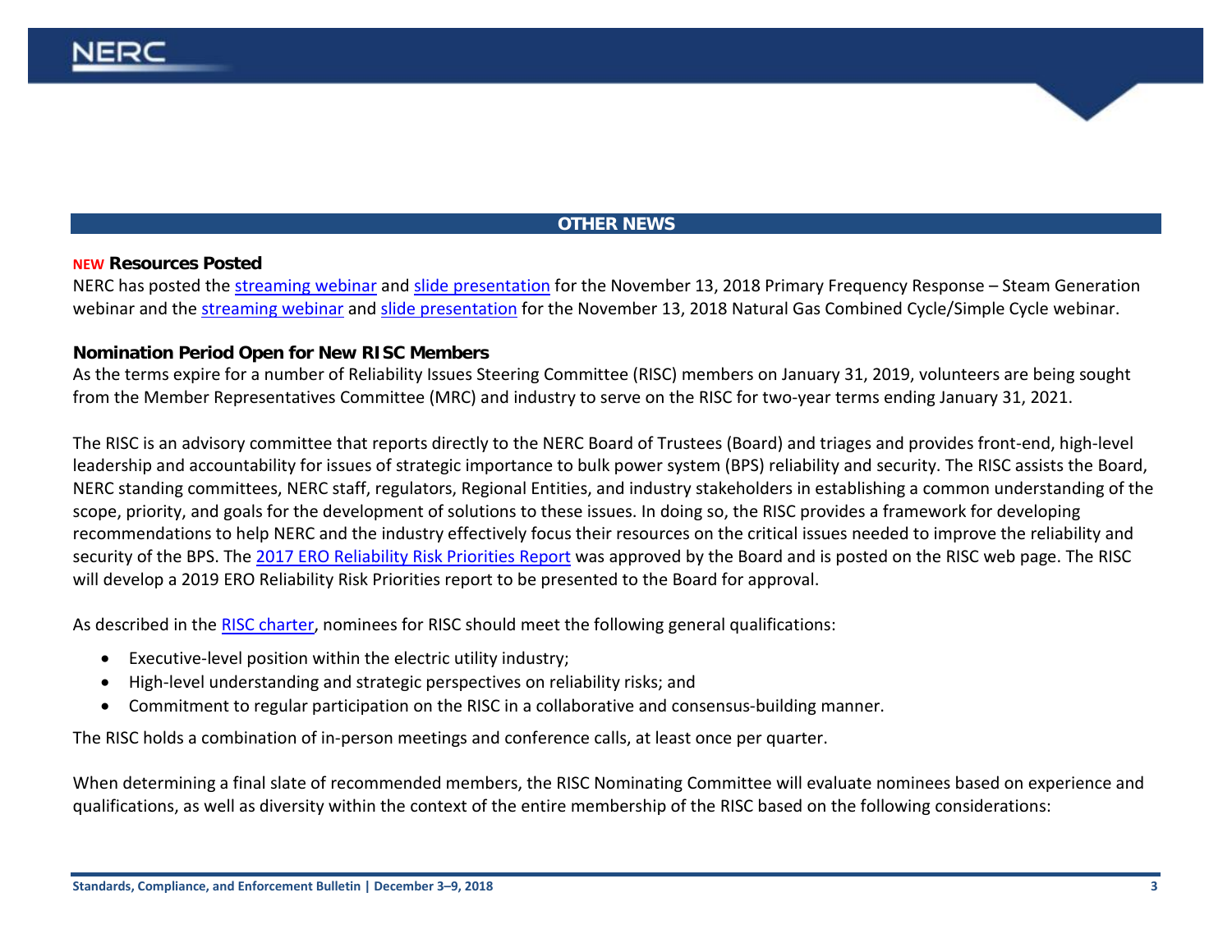## OTHER NEWS

### NEW Resources Posted

NERC has posted the streaming webinar and slide presentation for the November 13, 2018 Primary Frequency Response – Steam Generation webinar and the streaming webinar and slide presentation for the November 13, 2018 Natural Gas Combined Cycle/Simple Cycle webinar.

### Nomination Period Open for New RISC Members

As the terms expire for a number of Reliability Issues Steering Committee (RISC) members on January 31, 2019, volunteers are being sought from the Member Representatives Committee (MRC) and industry to serve on the RISC for two-year terms ending January 31, 2021.

The RISC is an advisory committee that reports directly to the NERC Board of Trustees (Board) and triages and provides front-end, high-level leadership and accountability for issues of strategic importance to bulk power system (BPS) reliability and security. The RISC assists the Board, NERC standing committees, NERC staff, regulators, Regional Entities, and industry stakeholders in establishing a common understanding of the scope, priority, and goals for the development of solutions to these issues. In doing so, the RISC provides a framework for developing recommendations to help NERC and the industry effectively focus their resources on the critical issues needed to improve the reliability and security of the BPS. The 2017 ERO Reliability Risk Priorities Report was approved by the Board and is posted on the RISC web page. The RISC will develop a 2019 ERO Reliability Risk Priorities report to be presented to the Board for approval.

As described in the RISC charter, nominees for RISC should meet the following general qualifications:

- Executive-level position within the electric utility industry;
- High-level understanding and strategic perspectives on reliability risks; and
- Commitment to regular participation on the RISC in a collaborative and consensus-building manner.

The RISC holds a combination of in-person meetings and conference calls, at least once per quarter.

When determining a final slate of recommended members, the RISC Nominating Committee will evaluate nominees based on experience and qualifications, as well as diversity within the context of the entire membership of the RISC based on the following considerations: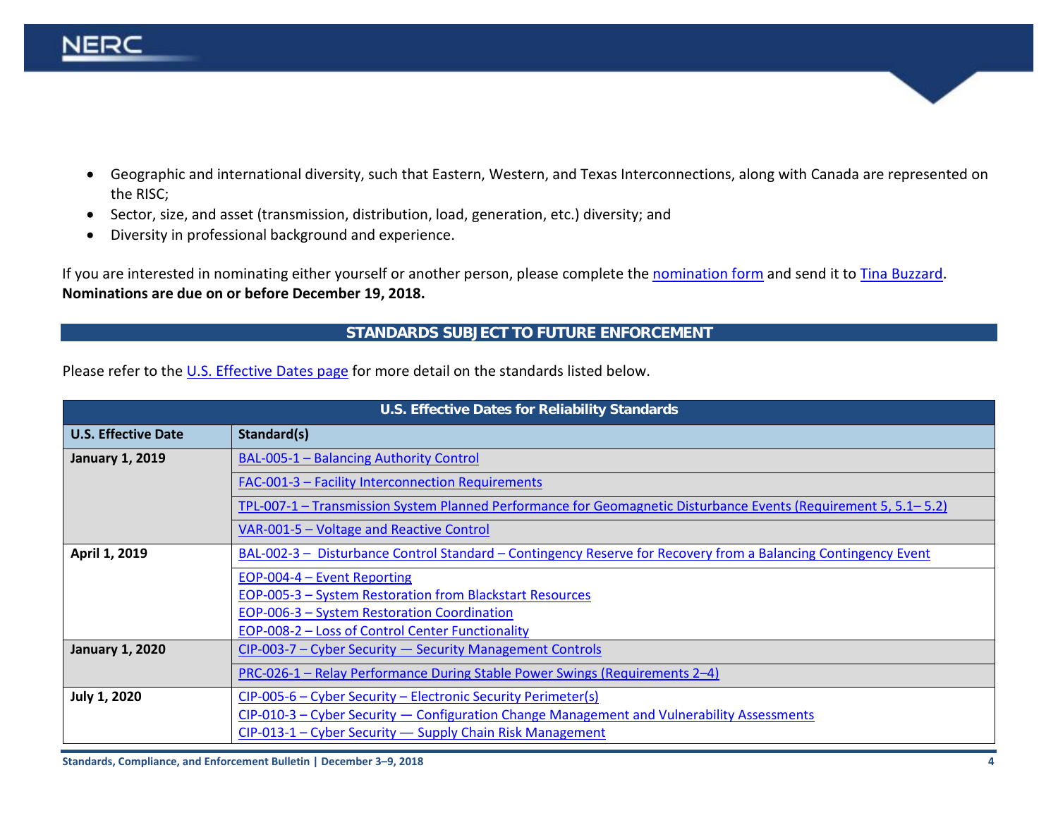- Geographic and international diversity, such that Eastern, Western, and Texas Interconnections, along with Canada are represented on the RISC;
- Sector, size, and asset (transmission, distribution, load, generation, etc.) diversity; and
- Diversity in professional background and experience.

If you are interested in nominating either yourself or another person, please complete the nomination form and send it to Tina Buzzard. **Nominations are due on or before December 19, 2018.**

## STANDARDS SUBJECT TO FUTURE ENFORCEMENT

Please refer to the U.S. Effective Dates page for more detail on the standards listed below.

| U.S. Effective Dates for Reliability Standards | |
|---|---|
| **U.S. Effective Date** | **Standard(s)** |
| **January 1, 2019** | BAL-005-1 – Balancing Authority Control |
| | FAC-001-3 – Facility Interconnection Requirements |
| | TPL-007-1 – Transmission System Planned Performance for Geomagnetic Disturbance Events (Requirement 5, 5.1– 5.2) |
| | VAR-001-5 – Voltage and Reactive Control |
| **April 1, 2019** | BAL-002-3 – Disturbance Control Standard – Contingency Reserve for Recovery from a Balancing Contingency Event |
| | EOP-004-4 – Event Reporting<br>EOP-005-3 – System Restoration from Blackstart Resources<br>EOP-006-3 – System Restoration Coordination<br>EOP-008-2 – Loss of Control Center Functionality |
| **January 1, 2020** | CIP-003-7 – Cyber Security — Security Management Controls |
| | PRC-026-1 – Relay Performance During Stable Power Swings (Requirements 2–4) |
| **July 1, 2020** | CIP-005-6 – Cyber Security – Electronic Security Perimeter(s)<br>CIP-010-3 – Cyber Security — Configuration Change Management and Vulnerability Assessments<br>CIP-013-1 – Cyber Security — Supply Chain Risk Management |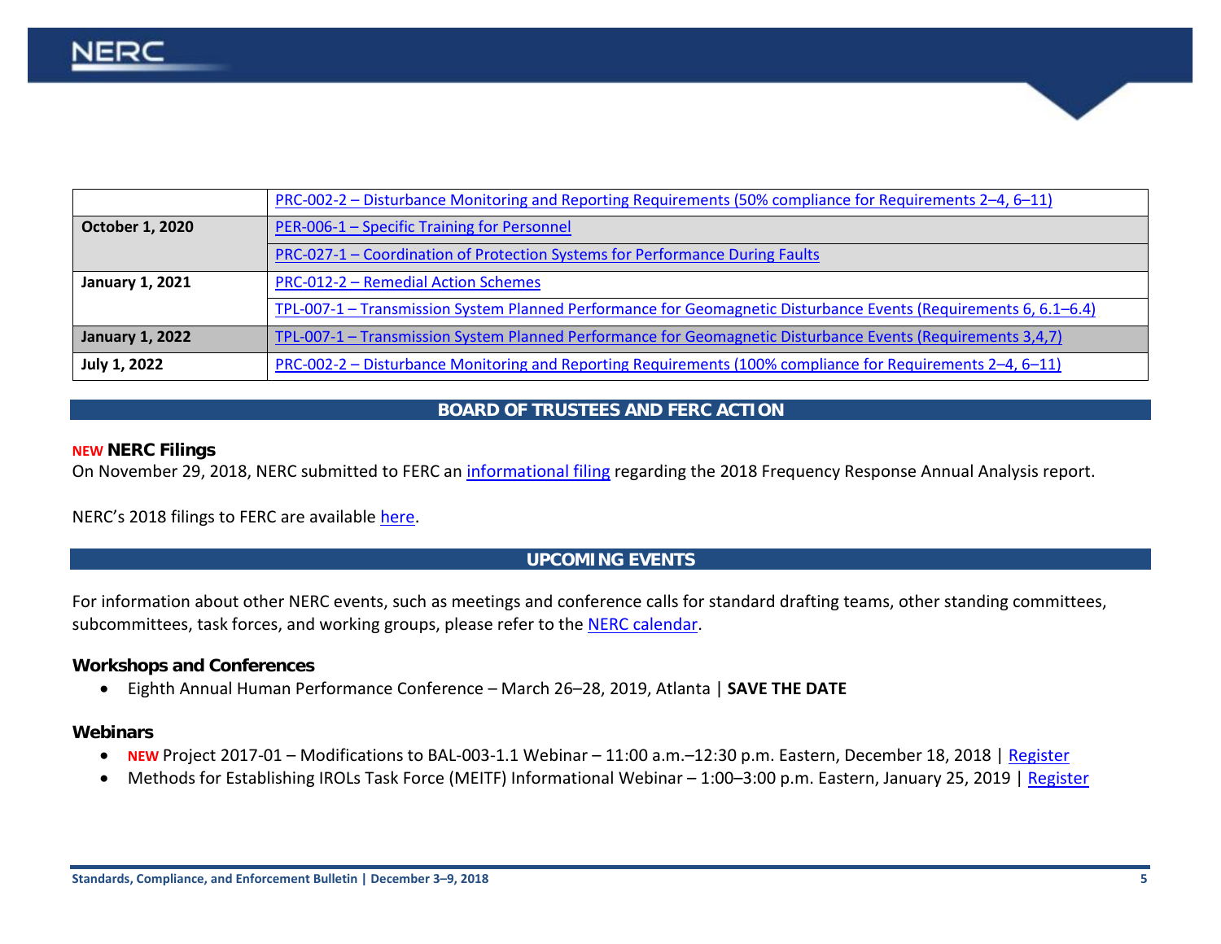| | |
|---|---|
| | PRC-002-2 – Disturbance Monitoring and Reporting Requirements (50% compliance for Requirements 2–4, 6–11) |
| **October 1, 2020** | PER-006-1 – Specific Training for Personnel |
| | PRC-027-1 – Coordination of Protection Systems for Performance During Faults |
| **January 1, 2021** | PRC-012-2 – Remedial Action Schemes |
| | TPL-007-1 – Transmission System Planned Performance for Geomagnetic Disturbance Events (Requirements 6, 6.1–6.4) |
| **January 1, 2022** | TPL-007-1 – Transmission System Planned Performance for Geomagnetic Disturbance Events (Requirements 3,4,7) |
| **July 1, 2022** | PRC-002-2 – Disturbance Monitoring and Reporting Requirements (100% compliance for Requirements 2–4, 6–11) |

## BOARD OF TRUSTEES AND FERC ACTION

### NEW NERC Filings

On November 29, 2018, NERC submitted to FERC an informational filing regarding the 2018 Frequency Response Annual Analysis report.

NERC's 2018 filings to FERC are available here.

## UPCOMING EVENTS

For information about other NERC events, such as meetings and conference calls for standard drafting teams, other standing committees, subcommittees, task forces, and working groups, please refer to the NERC calendar.

### Workshops and Conferences

- Eighth Annual Human Performance Conference – March 26–28, 2019, Atlanta | **SAVE THE DATE**

### Webinars

- **NEW** Project 2017-01 – Modifications to BAL-003-1.1 Webinar – 11:00 a.m.–12:30 p.m. Eastern, December 18, 2018 | Register
- Methods for Establishing IROLs Task Force (MEITF) Informational Webinar – 1:00–3:00 p.m. Eastern, January 25, 2019 | Register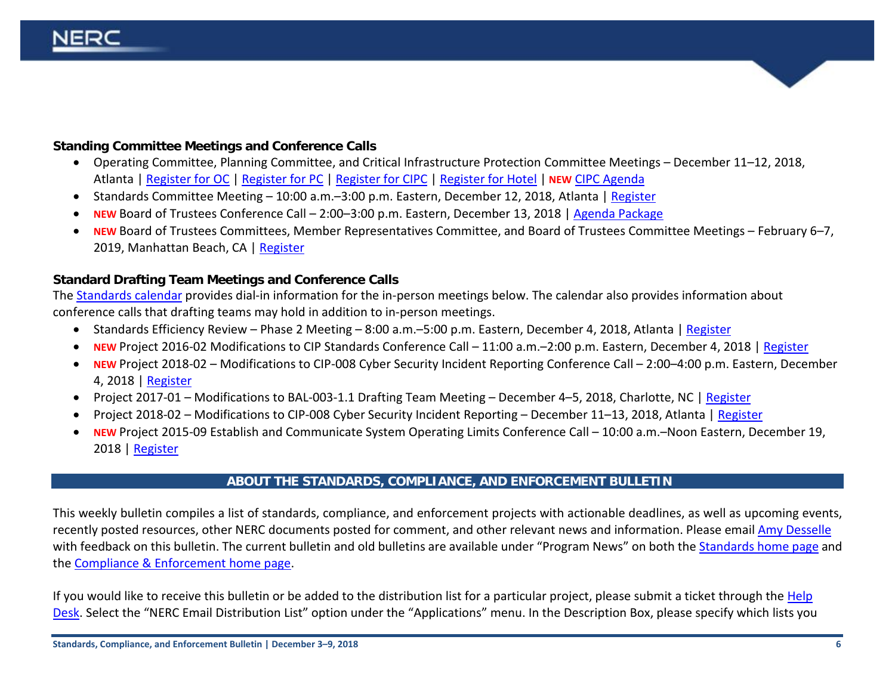**Standing Committee Meetings and Conference Calls**

- Operating Committee, Planning Committee, and Critical Infrastructure Protection Committee Meetings – December 11–12, 2018, Atlanta | Register for OC | Register for PC | Register for CIPC | Register for Hotel | **NEW** CIPC Agenda
- Standards Committee Meeting – 10:00 a.m.–3:00 p.m. Eastern, December 12, 2018, Atlanta | Register
- **NEW** Board of Trustees Conference Call – 2:00–3:00 p.m. Eastern, December 13, 2018 | Agenda Package
- **NEW** Board of Trustees Committees, Member Representatives Committee, and Board of Trustees Committee Meetings – February 6–7, 2019, Manhattan Beach, CA | Register

**Standard Drafting Team Meetings and Conference Calls**

The Standards calendar provides dial-in information for the in-person meetings below. The calendar also provides information about conference calls that drafting teams may hold in addition to in-person meetings.

- Standards Efficiency Review – Phase 2 Meeting – 8:00 a.m.–5:00 p.m. Eastern, December 4, 2018, Atlanta | Register
- **NEW** Project 2016-02 Modifications to CIP Standards Conference Call – 11:00 a.m.–2:00 p.m. Eastern, December 4, 2018 | Register
- **NEW** Project 2018-02 – Modifications to CIP-008 Cyber Security Incident Reporting Conference Call – 2:00–4:00 p.m. Eastern, December 4, 2018 | Register
- Project 2017-01 – Modifications to BAL-003-1.1 Drafting Team Meeting – December 4–5, 2018, Charlotte, NC | Register
- Project 2018-02 – Modifications to CIP-008 Cyber Security Incident Reporting – December 11–13, 2018, Atlanta | Register
- **NEW** Project 2015-09 Establish and Communicate System Operating Limits Conference Call – 10:00 a.m.–Noon Eastern, December 19, 2018 | Register

## ABOUT THE STANDARDS, COMPLIANCE, AND ENFORCEMENT BULLETIN

This weekly bulletin compiles a list of standards, compliance, and enforcement projects with actionable deadlines, as well as upcoming events, recently posted resources, other NERC documents posted for comment, and other relevant news and information. Please email Amy Desselle with feedback on this bulletin. The current bulletin and old bulletins are available under "Program News" on both the Standards home page and the Compliance & Enforcement home page.

If you would like to receive this bulletin or be added to the distribution list for a particular project, please submit a ticket through the Help Desk. Select the "NERC Email Distribution List" option under the "Applications" menu. In the Description Box, please specify which lists you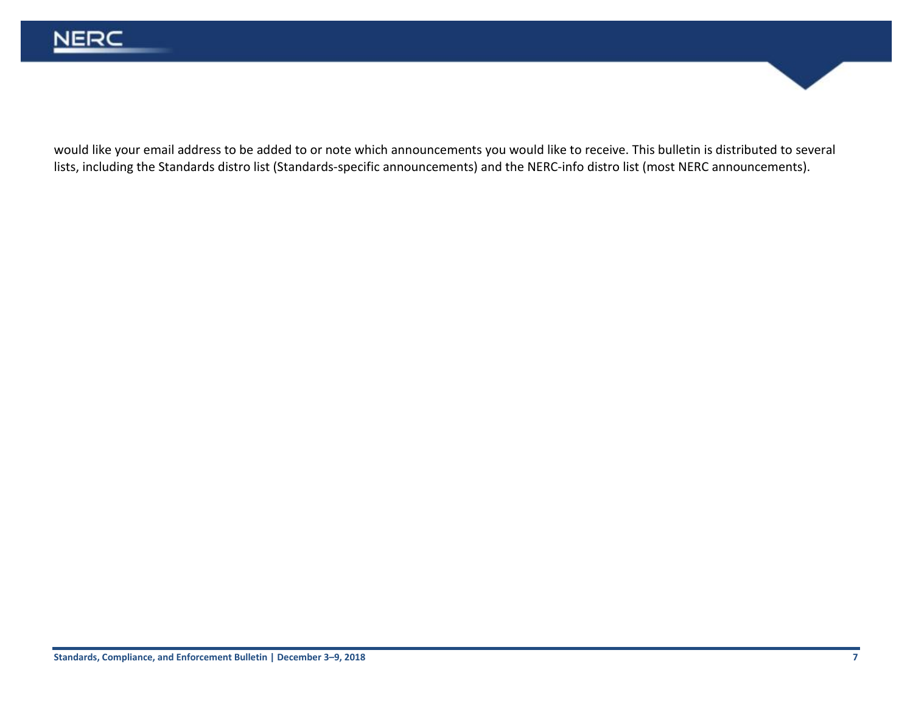would like your email address to be added to or note which announcements you would like to receive. This bulletin is distributed to several lists, including the Standards distro list (Standards-specific announcements) and the NERC-info distro list (most NERC announcements).